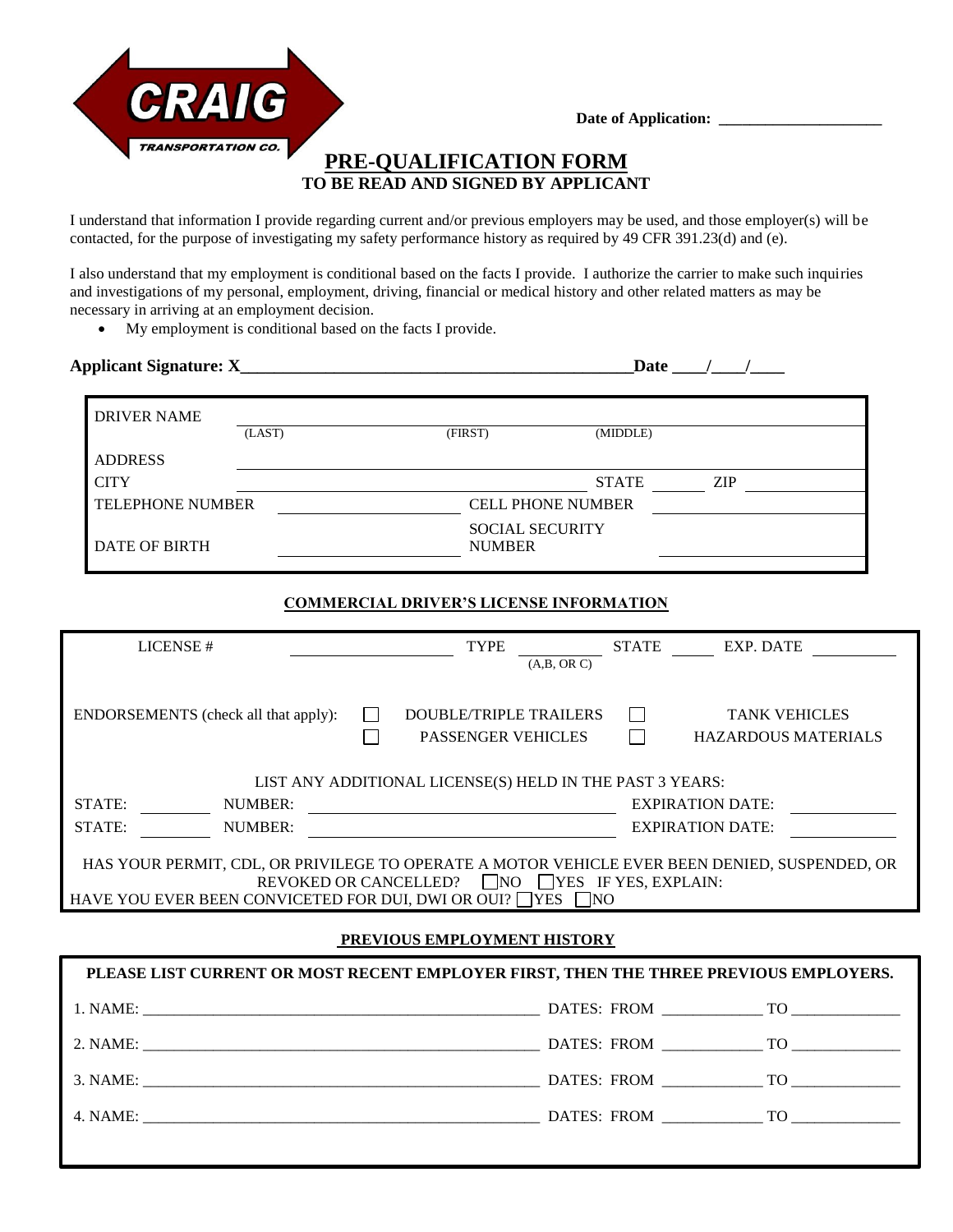CRAIG TRANSPORTATION CO.

**Date of Application:** ____________________

# PRE-QUALIFICATION FORM

## TO BE READ AND SIGNED BY APPLICANT

I understand that information I provide regarding current and/or previous employers may be used, and those employer(s) will be contacted, for the purpose of investigating my safety performance history as required by 49 CFR 391.23(d) and (e).

I also understand that my employment is conditional based on the facts I provide. I authorize the carrier to make such inquiries and investigations of my personal, employment, driving, financial or medical history and other related matters as may be necessary in arriving at an employment decision.

- My employment is conditional based on the facts I provide.

**Applicant Signature: X**______________________________________________ **Date** ____/____/____

| | | | |
|---|---|---|---|
| DRIVER NAME | (LAST) | (FIRST) | (MIDDLE) |
| ADDRESS | | | |
| CITY | | STATE | ZIP |
| TELEPHONE NUMBER | | CELL PHONE NUMBER | |
| DATE OF BIRTH | | SOCIAL SECURITY NUMBER | |

### COMMERCIAL DRIVER'S LICENSE INFORMATION

LICENSE # __________ TYPE __________ (A,B, OR C) STATE ______ EXP. DATE __________

ENDORSEMENTS (check all that apply):

- ☐ DOUBLE/TRIPLE TRAILERS
- ☐ TANK VEHICLES
- ☐ PASSENGER VEHICLES
- ☐ HAZARDOUS MATERIALS

LIST ANY ADDITIONAL LICENSE(S) HELD IN THE PAST 3 YEARS:

| | | | | | |
|---|---|---|---|---|---|
| STATE: | | NUMBER: | | EXPIRATION DATE: | |
| STATE: | | NUMBER: | | EXPIRATION DATE: | |

HAS YOUR PERMIT, CDL, OR PRIVILEGE TO OPERATE A MOTOR VEHICLE EVER BEEN DENIED, SUSPENDED, OR REVOKED OR CANCELLED? ☐NO ☐YES IF YES, EXPLAIN:

HAVE YOU EVER BEEN CONVICTED FOR DUI, DWI OR OUI? ☐YES ☐NO

### PREVIOUS EMPLOYMENT HISTORY

**PLEASE LIST CURRENT OR MOST RECENT EMPLOYER FIRST, THEN THE THREE PREVIOUS EMPLOYERS.**

1. NAME: ______________________________ DATES: FROM __________ TO __________
2. NAME: ______________________________ DATES: FROM __________ TO __________
3. NAME: ______________________________ DATES: FROM __________ TO __________
4. NAME: ______________________________ DATES: FROM __________ TO __________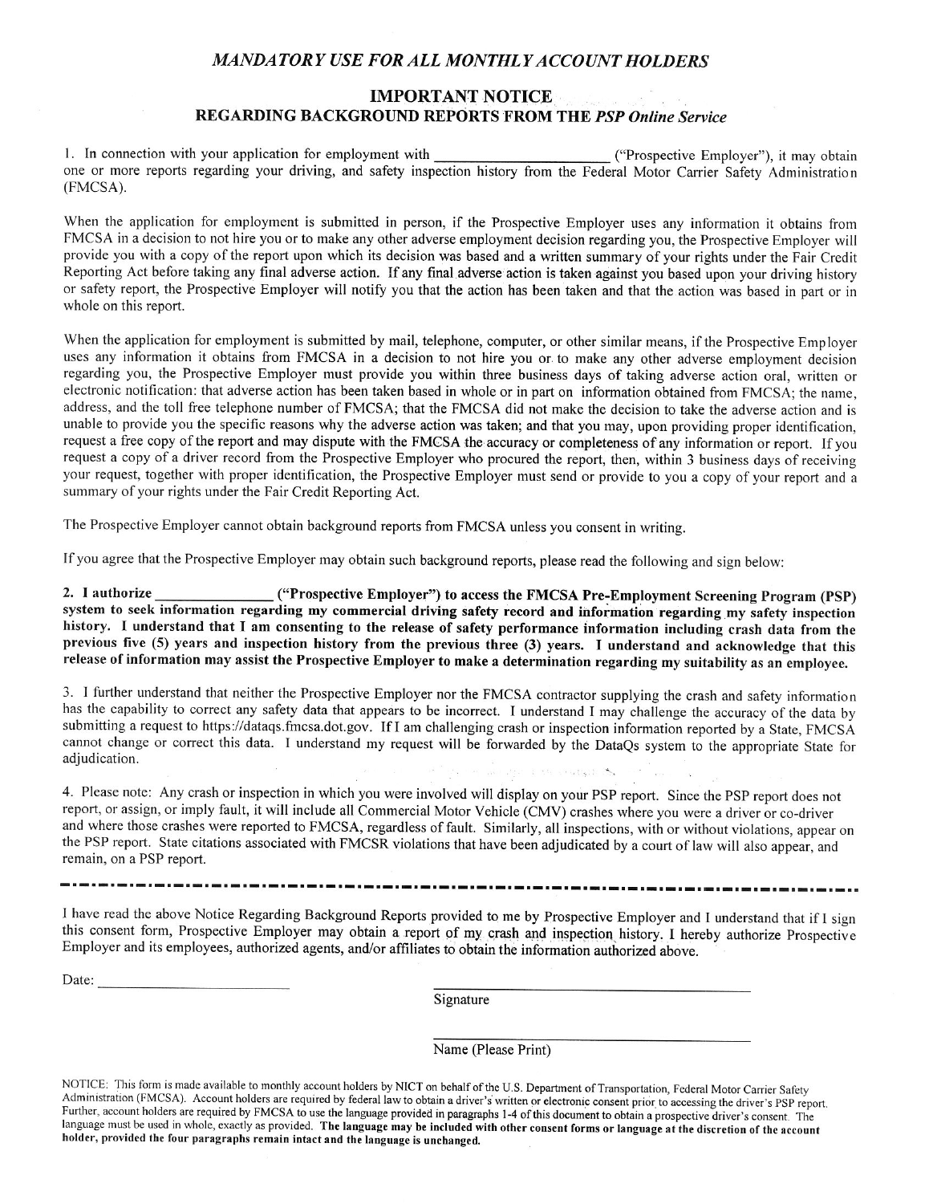*MANDATORY USE FOR ALL MONTHLY ACCOUNT HOLDERS*

## IMPORTANT NOTICE
## REGARDING BACKGROUND REPORTS FROM THE *PSP Online Service*

1. In connection with your application for employment with ______________________ ("Prospective Employer"), it may obtain one or more reports regarding your driving, and safety inspection history from the Federal Motor Carrier Safety Administration (FMCSA).

When the application for employment is submitted in person, if the Prospective Employer uses any information it obtains from FMCSA in a decision to not hire you or to make any other adverse employment decision regarding you, the Prospective Employer will provide you with a copy of the report upon which its decision was based and a written summary of your rights under the Fair Credit Reporting Act before taking any final adverse action. If any final adverse action is taken against you based upon your driving history or safety report, the Prospective Employer will notify you that the action has been taken and that the action was based in part or in whole on this report.

When the application for employment is submitted by mail, telephone, computer, or other similar means, if the Prospective Employer uses any information it obtains from FMCSA in a decision to not hire you or to make any other adverse employment decision regarding you, the Prospective Employer must provide you within three business days of taking adverse action oral, written or electronic notification: that adverse action has been taken based in whole or in part on information obtained from FMCSA; the name, address, and the toll free telephone number of FMCSA; that the FMCSA did not make the decision to take the adverse action and is unable to provide you the specific reasons why the adverse action was taken; and that you may, upon providing proper identification, request a free copy of the report and may dispute with the FMCSA the accuracy or completeness of any information or report. If you request a copy of a driver record from the Prospective Employer who procured the report, then, within 3 business days of receiving your request, together with proper identification, the Prospective Employer must send or provide to you a copy of your report and a summary of your rights under the Fair Credit Reporting Act.

The Prospective Employer cannot obtain background reports from FMCSA unless you consent in writing.

If you agree that the Prospective Employer may obtain such background reports, please read the following and sign below:

**2. I authorize _______________ ("Prospective Employer") to access the FMCSA Pre-Employment Screening Program (PSP) system to seek information regarding my commercial driving safety record and information regarding my safety inspection history. I understand that I am consenting to the release of safety performance information including crash data from the previous five (5) years and inspection history from the previous three (3) years. I understand and acknowledge that this release of information may assist the Prospective Employer to make a determination regarding my suitability as an employee.**

3. I further understand that neither the Prospective Employer nor the FMCSA contractor supplying the crash and safety information has the capability to correct any safety data that appears to be incorrect. I understand I may challenge the accuracy of the data by submitting a request to https://dataqs.fmcsa.dot.gov. If I am challenging crash or inspection information reported by a State, FMCSA cannot change or correct this data. I understand my request will be forwarded by the DataQs system to the appropriate State for adjudication.

4. Please note: Any crash or inspection in which you were involved will display on your PSP report. Since the PSP report does not report, or assign, or imply fault, it will include all Commercial Motor Vehicle (CMV) crashes where you were a driver or co-driver and where those crashes were reported to FMCSA, regardless of fault. Similarly, all inspections, with or without violations, appear on the PSP report. State citations associated with FMCSR violations that have been adjudicated by a court of law will also appear, and remain, on a PSP report.

---

I have read the above Notice Regarding Background Reports provided to me by Prospective Employer and I understand that if I sign this consent form, Prospective Employer may obtain a report of my crash and inspection history. I hereby authorize Prospective Employer and its employees, authorized agents, and/or affiliates to obtain the information authorized above.

Date: ______________________

______________________________
Signature

______________________________
Name (Please Print)

NOTICE: This form is made available to monthly account holders by NICT on behalf of the U.S. Department of Transportation, Federal Motor Carrier Safety Administration (FMCSA). Account holders are required by federal law to obtain a driver's written or electronic consent prior to accessing the driver's PSP report. Further, account holders are required by FMCSA to use the language provided in paragraphs 1-4 of this document to obtain a prospective driver's consent. The language must be used in whole, exactly as provided. **The language may be included with other consent forms or language at the discretion of the account holder, provided the four paragraphs remain intact and the language is unchanged.**